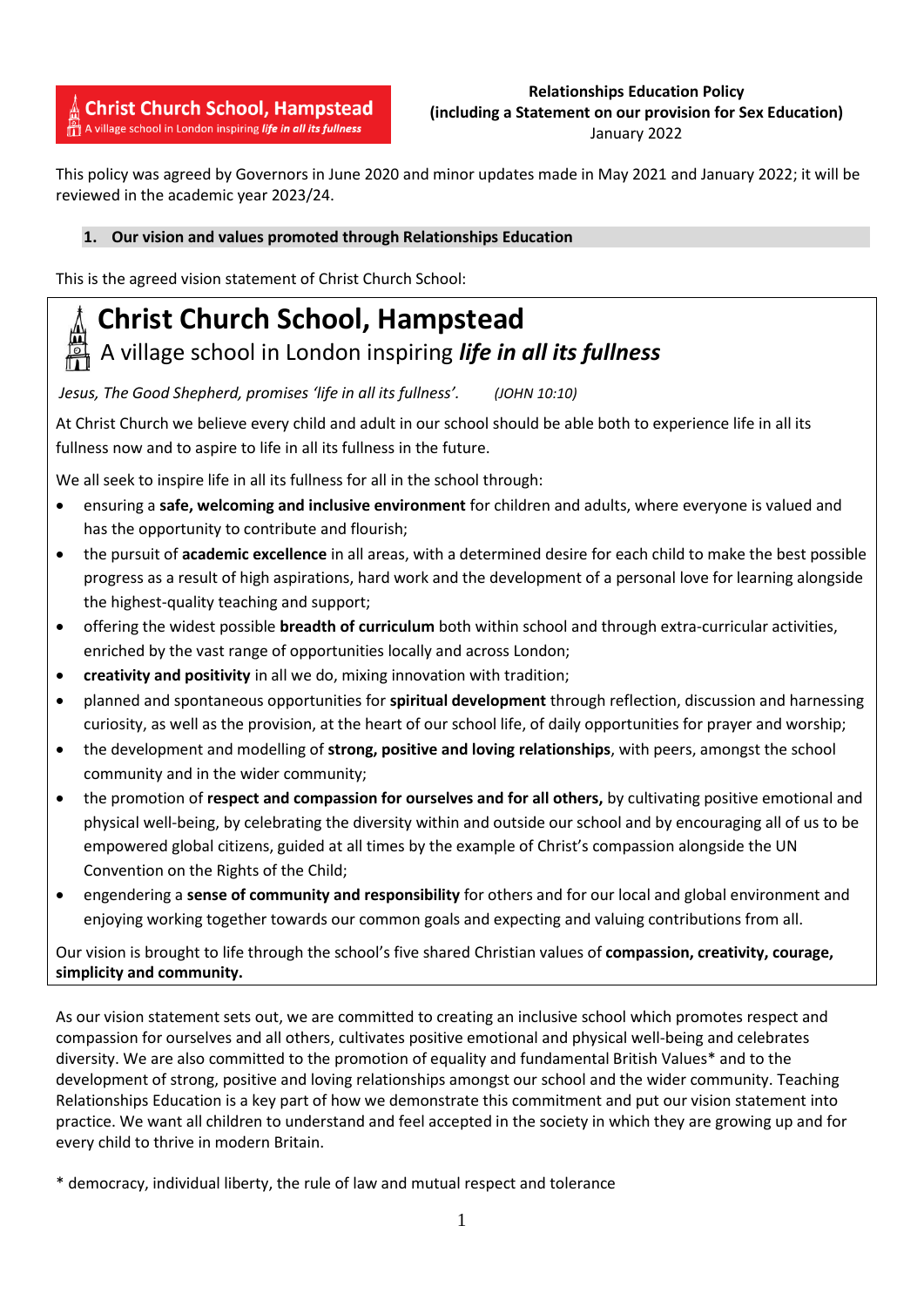Christ Church School, Hampstead
A village school in London inspiring *life in all its fullness*

**Relationships Education Policy**
**(including a Statement on our provision for Sex Education)**
January 2022

This policy was agreed by Governors in June 2020 and minor updates made in May 2021 and January 2022; it will be reviewed in the academic year 2023/24.

## 1. Our vision and values promoted through Relationships Education

This is the agreed vision statement of Christ Church School:

# Christ Church School, Hampstead

A village school in London inspiring ***life in all its fullness***

*Jesus, The Good Shepherd, promises 'life in all its fullness'.* *(JOHN 10:10)*

At Christ Church we believe every child and adult in our school should be able both to experience life in all its fullness now and to aspire to life in all its fullness in the future.

We all seek to inspire life in all its fullness for all in the school through:

- ensuring a **safe, welcoming and inclusive environment** for children and adults, where everyone is valued and has the opportunity to contribute and flourish;
- the pursuit of **academic excellence** in all areas, with a determined desire for each child to make the best possible progress as a result of high aspirations, hard work and the development of a personal love for learning alongside the highest-quality teaching and support;
- offering the widest possible **breadth of curriculum** both within school and through extra-curricular activities, enriched by the vast range of opportunities locally and across London;
- **creativity and positivity** in all we do, mixing innovation with tradition;
- planned and spontaneous opportunities for **spiritual development** through reflection, discussion and harnessing curiosity, as well as the provision, at the heart of our school life, of daily opportunities for prayer and worship;
- the development and modelling of **strong, positive and loving relationships**, with peers, amongst the school community and in the wider community;
- the promotion of **respect and compassion for ourselves and for all others,** by cultivating positive emotional and physical well-being, by celebrating the diversity within and outside our school and by encouraging all of us to be empowered global citizens, guided at all times by the example of Christ's compassion alongside the UN Convention on the Rights of the Child;
- engendering a **sense of community and responsibility** for others and for our local and global environment and enjoying working together towards our common goals and expecting and valuing contributions from all.

Our vision is brought to life through the school's five shared Christian values of **compassion, creativity, courage, simplicity and community.**

As our vision statement sets out, we are committed to creating an inclusive school which promotes respect and compassion for ourselves and all others, cultivates positive emotional and physical well-being and celebrates diversity. We are also committed to the promotion of equality and fundamental British Values* and to the development of strong, positive and loving relationships amongst our school and the wider community. Teaching Relationships Education is a key part of how we demonstrate this commitment and put our vision statement into practice. We want all children to understand and feel accepted in the society in which they are growing up and for every child to thrive in modern Britain.

\* democracy, individual liberty, the rule of law and mutual respect and tolerance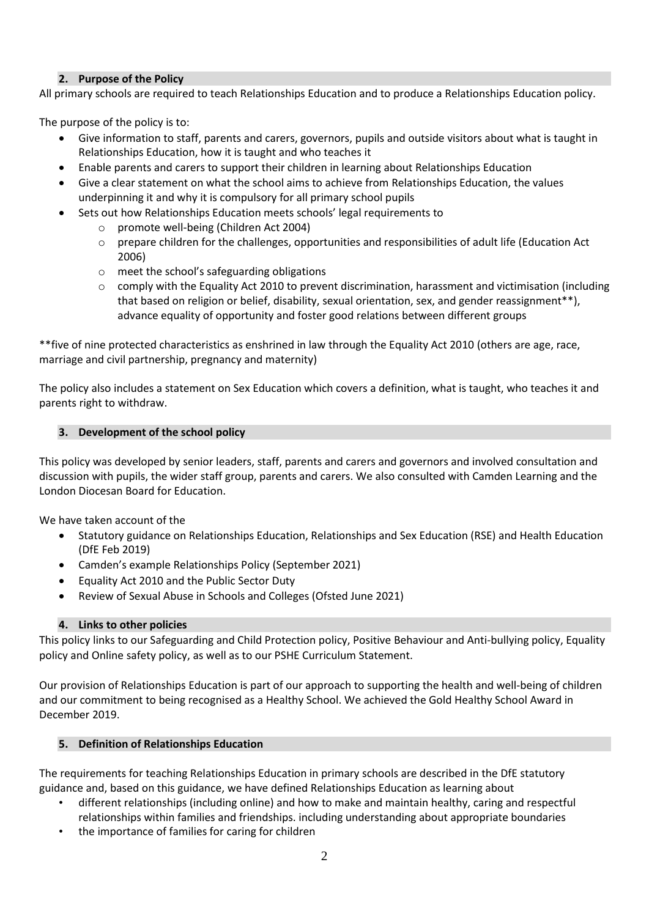## 2. Purpose of the Policy

All primary schools are required to teach Relationships Education and to produce a Relationships Education policy.

The purpose of the policy is to:

- Give information to staff, parents and carers, governors, pupils and outside visitors about what is taught in Relationships Education, how it is taught and who teaches it
- Enable parents and carers to support their children in learning about Relationships Education
- Give a clear statement on what the school aims to achieve from Relationships Education, the values underpinning it and why it is compulsory for all primary school pupils
- Sets out how Relationships Education meets schools' legal requirements to
  - promote well-being (Children Act 2004)
  - prepare children for the challenges, opportunities and responsibilities of adult life (Education Act 2006)
  - meet the school's safeguarding obligations
  - comply with the Equality Act 2010 to prevent discrimination, harassment and victimisation (including that based on religion or belief, disability, sexual orientation, sex, and gender reassignment**), advance equality of opportunity and foster good relations between different groups

**five of nine protected characteristics as enshrined in law through the Equality Act 2010 (others are age, race, marriage and civil partnership, pregnancy and maternity)

The policy also includes a statement on Sex Education which covers a definition, what is taught, who teaches it and parents right to withdraw.

## 3. Development of the school policy

This policy was developed by senior leaders, staff, parents and carers and governors and involved consultation and discussion with pupils, the wider staff group, parents and carers. We also consulted with Camden Learning and the London Diocesan Board for Education.

We have taken account of the

- Statutory guidance on Relationships Education, Relationships and Sex Education (RSE) and Health Education (DfE Feb 2019)
- Camden's example Relationships Policy (September 2021)
- Equality Act 2010 and the Public Sector Duty
- Review of Sexual Abuse in Schools and Colleges (Ofsted June 2021)

## 4. Links to other policies

This policy links to our Safeguarding and Child Protection policy, Positive Behaviour and Anti-bullying policy, Equality policy and Online safety policy, as well as to our PSHE Curriculum Statement.

Our provision of Relationships Education is part of our approach to supporting the health and well-being of children and our commitment to being recognised as a Healthy School. We achieved the Gold Healthy School Award in December 2019.

## 5. Definition of Relationships Education

The requirements for teaching Relationships Education in primary schools are described in the DfE statutory guidance and, based on this guidance, we have defined Relationships Education as learning about

- different relationships (including online) and how to make and maintain healthy, caring and respectful relationships within families and friendships. including understanding about appropriate boundaries
- the importance of families for caring for children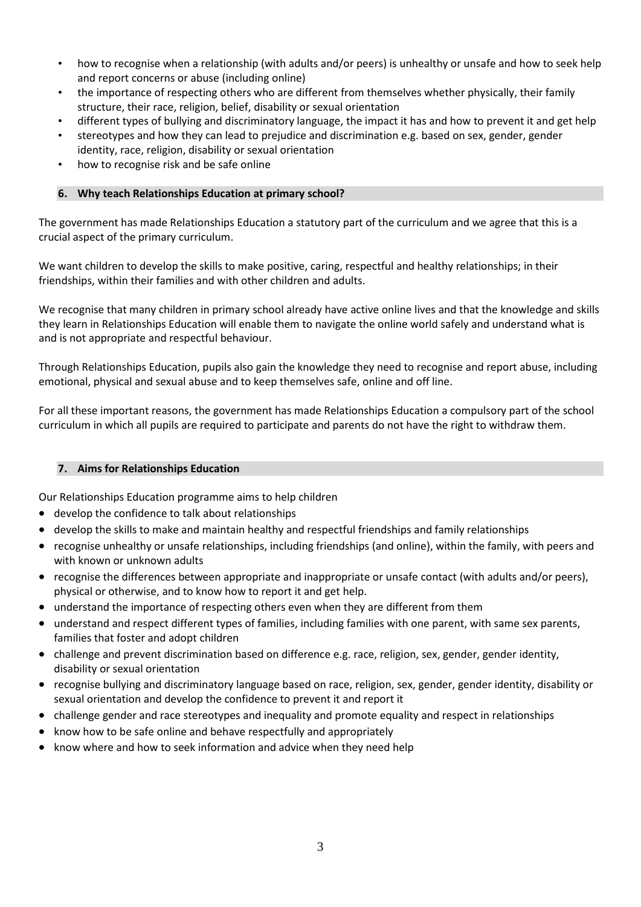- how to recognise when a relationship (with adults and/or peers) is unhealthy or unsafe and how to seek help and report concerns or abuse (including online)
- the importance of respecting others who are different from themselves whether physically, their family structure, their race, religion, belief, disability or sexual orientation
- different types of bullying and discriminatory language, the impact it has and how to prevent it and get help
- stereotypes and how they can lead to prejudice and discrimination e.g. based on sex, gender, gender identity, race, religion, disability or sexual orientation
- how to recognise risk and be safe online

## 6. Why teach Relationships Education at primary school?

The government has made Relationships Education a statutory part of the curriculum and we agree that this is a crucial aspect of the primary curriculum.

We want children to develop the skills to make positive, caring, respectful and healthy relationships; in their friendships, within their families and with other children and adults.

We recognise that many children in primary school already have active online lives and that the knowledge and skills they learn in Relationships Education will enable them to navigate the online world safely and understand what is and is not appropriate and respectful behaviour.

Through Relationships Education, pupils also gain the knowledge they need to recognise and report abuse, including emotional, physical and sexual abuse and to keep themselves safe, online and off line.

For all these important reasons, the government has made Relationships Education a compulsory part of the school curriculum in which all pupils are required to participate and parents do not have the right to withdraw them.

## 7. Aims for Relationships Education

Our Relationships Education programme aims to help children

- develop the confidence to talk about relationships
- develop the skills to make and maintain healthy and respectful friendships and family relationships
- recognise unhealthy or unsafe relationships, including friendships (and online), within the family, with peers and with known or unknown adults
- recognise the differences between appropriate and inappropriate or unsafe contact (with adults and/or peers), physical or otherwise, and to know how to report it and get help.
- understand the importance of respecting others even when they are different from them
- understand and respect different types of families, including families with one parent, with same sex parents, families that foster and adopt children
- challenge and prevent discrimination based on difference e.g. race, religion, sex, gender, gender identity, disability or sexual orientation
- recognise bullying and discriminatory language based on race, religion, sex, gender, gender identity, disability or sexual orientation and develop the confidence to prevent it and report it
- challenge gender and race stereotypes and inequality and promote equality and respect in relationships
- know how to be safe online and behave respectfully and appropriately
- know where and how to seek information and advice when they need help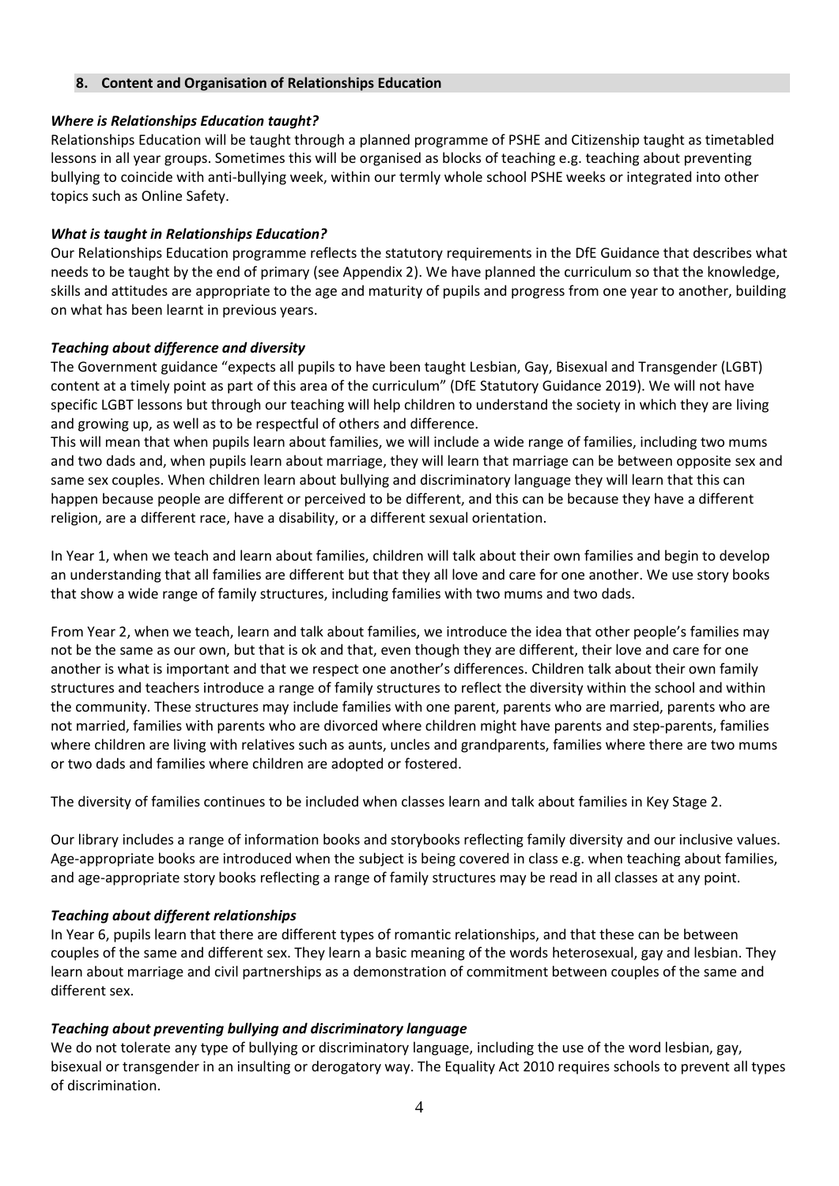## 8. Content and Organisation of Relationships Education

***Where is Relationships Education taught?***

Relationships Education will be taught through a planned programme of PSHE and Citizenship taught as timetabled lessons in all year groups. Sometimes this will be organised as blocks of teaching e.g. teaching about preventing bullying to coincide with anti-bullying week, within our termly whole school PSHE weeks or integrated into other topics such as Online Safety.

***What is taught in Relationships Education?***

Our Relationships Education programme reflects the statutory requirements in the DfE Guidance that describes what needs to be taught by the end of primary (see Appendix 2). We have planned the curriculum so that the knowledge, skills and attitudes are appropriate to the age and maturity of pupils and progress from one year to another, building on what has been learnt in previous years.

***Teaching about difference and diversity***

The Government guidance "expects all pupils to have been taught Lesbian, Gay, Bisexual and Transgender (LGBT) content at a timely point as part of this area of the curriculum" (DfE Statutory Guidance 2019). We will not have specific LGBT lessons but through our teaching will help children to understand the society in which they are living and growing up, as well as to be respectful of others and difference.

This will mean that when pupils learn about families, we will include a wide range of families, including two mums and two dads and, when pupils learn about marriage, they will learn that marriage can be between opposite sex and same sex couples. When children learn about bullying and discriminatory language they will learn that this can happen because people are different or perceived to be different, and this can be because they have a different religion, are a different race, have a disability, or a different sexual orientation.

In Year 1, when we teach and learn about families, children will talk about their own families and begin to develop an understanding that all families are different but that they all love and care for one another. We use story books that show a wide range of family structures, including families with two mums and two dads.

From Year 2, when we teach, learn and talk about families, we introduce the idea that other people's families may not be the same as our own, but that is ok and that, even though they are different, their love and care for one another is what is important and that we respect one another's differences. Children talk about their own family structures and teachers introduce a range of family structures to reflect the diversity within the school and within the community. These structures may include families with one parent, parents who are married, parents who are not married, families with parents who are divorced where children might have parents and step-parents, families where children are living with relatives such as aunts, uncles and grandparents, families where there are two mums or two dads and families where children are adopted or fostered.

The diversity of families continues to be included when classes learn and talk about families in Key Stage 2.

Our library includes a range of information books and storybooks reflecting family diversity and our inclusive values. Age-appropriate books are introduced when the subject is being covered in class e.g. when teaching about families, and age-appropriate story books reflecting a range of family structures may be read in all classes at any point.

***Teaching about different relationships***

In Year 6, pupils learn that there are different types of romantic relationships, and that these can be between couples of the same and different sex. They learn a basic meaning of the words heterosexual, gay and lesbian. They learn about marriage and civil partnerships as a demonstration of commitment between couples of the same and different sex.

***Teaching about preventing bullying and discriminatory language***

We do not tolerate any type of bullying or discriminatory language, including the use of the word lesbian, gay, bisexual or transgender in an insulting or derogatory way. The Equality Act 2010 requires schools to prevent all types of discrimination.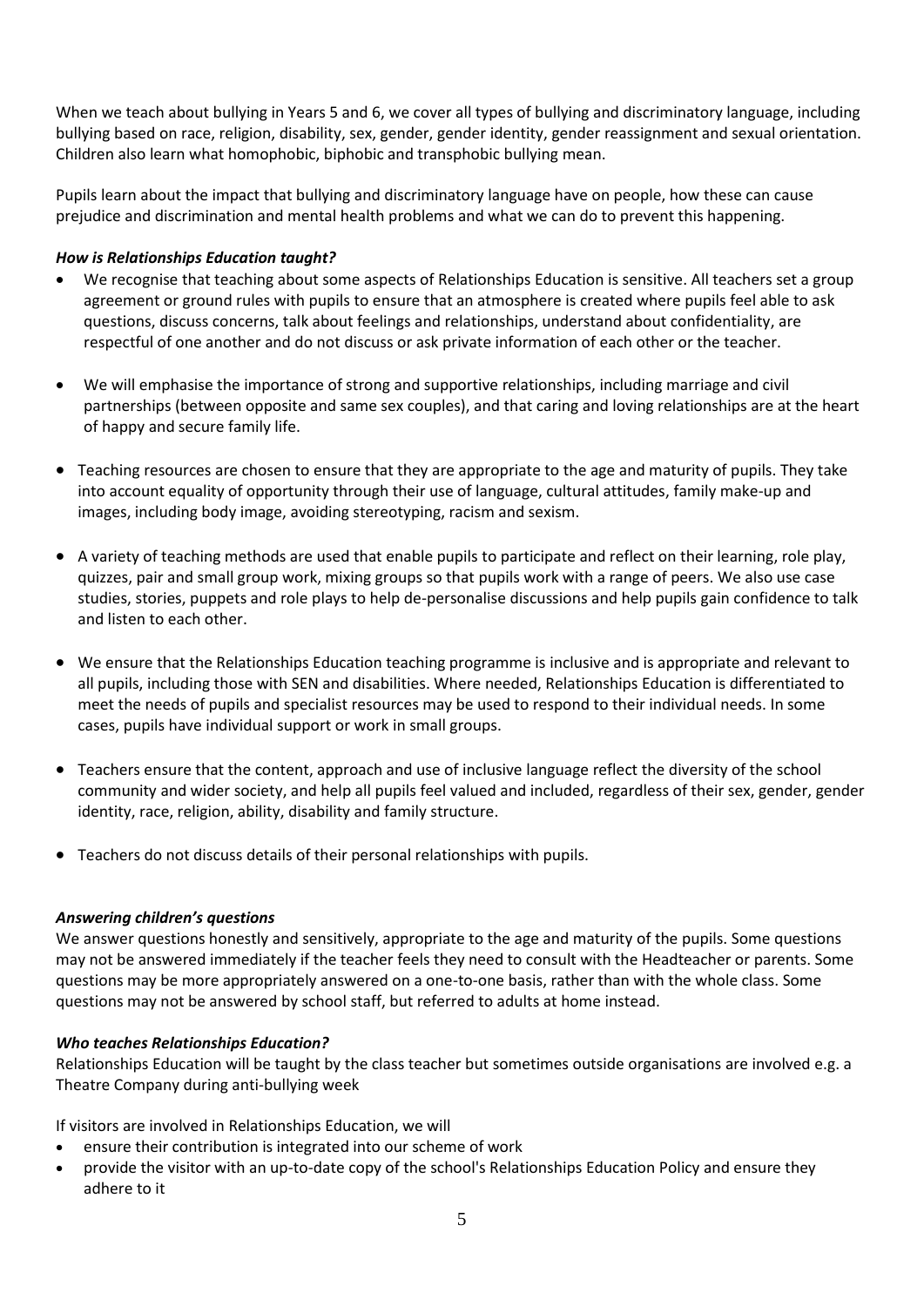When we teach about bullying in Years 5 and 6, we cover all types of bullying and discriminatory language, including bullying based on race, religion, disability, sex, gender, gender identity, gender reassignment and sexual orientation. Children also learn what homophobic, biphobic and transphobic bullying mean.

Pupils learn about the impact that bullying and discriminatory language have on people, how these can cause prejudice and discrimination and mental health problems and what we can do to prevent this happening.

***How is Relationships Education taught?***

- We recognise that teaching about some aspects of Relationships Education is sensitive. All teachers set a group agreement or ground rules with pupils to ensure that an atmosphere is created where pupils feel able to ask questions, discuss concerns, talk about feelings and relationships, understand about confidentiality, are respectful of one another and do not discuss or ask private information of each other or the teacher.

- We will emphasise the importance of strong and supportive relationships, including marriage and civil partnerships (between opposite and same sex couples), and that caring and loving relationships are at the heart of happy and secure family life.

- Teaching resources are chosen to ensure that they are appropriate to the age and maturity of pupils. They take into account equality of opportunity through their use of language, cultural attitudes, family make-up and images, including body image, avoiding stereotyping, racism and sexism.

- A variety of teaching methods are used that enable pupils to participate and reflect on their learning, role play, quizzes, pair and small group work, mixing groups so that pupils work with a range of peers. We also use case studies, stories, puppets and role plays to help de-personalise discussions and help pupils gain confidence to talk and listen to each other.

- We ensure that the Relationships Education teaching programme is inclusive and is appropriate and relevant to all pupils, including those with SEN and disabilities. Where needed, Relationships Education is differentiated to meet the needs of pupils and specialist resources may be used to respond to their individual needs. In some cases, pupils have individual support or work in small groups.

- Teachers ensure that the content, approach and use of inclusive language reflect the diversity of the school community and wider society, and help all pupils feel valued and included, regardless of their sex, gender, gender identity, race, religion, ability, disability and family structure.

- Teachers do not discuss details of their personal relationships with pupils.

***Answering children's questions***

We answer questions honestly and sensitively, appropriate to the age and maturity of the pupils. Some questions may not be answered immediately if the teacher feels they need to consult with the Headteacher or parents. Some questions may be more appropriately answered on a one-to-one basis, rather than with the whole class. Some questions may not be answered by school staff, but referred to adults at home instead.

***Who teaches Relationships Education?***

Relationships Education will be taught by the class teacher but sometimes outside organisations are involved e.g. a Theatre Company during anti-bullying week

If visitors are involved in Relationships Education, we will

- ensure their contribution is integrated into our scheme of work
- provide the visitor with an up-to-date copy of the school's Relationships Education Policy and ensure they adhere to it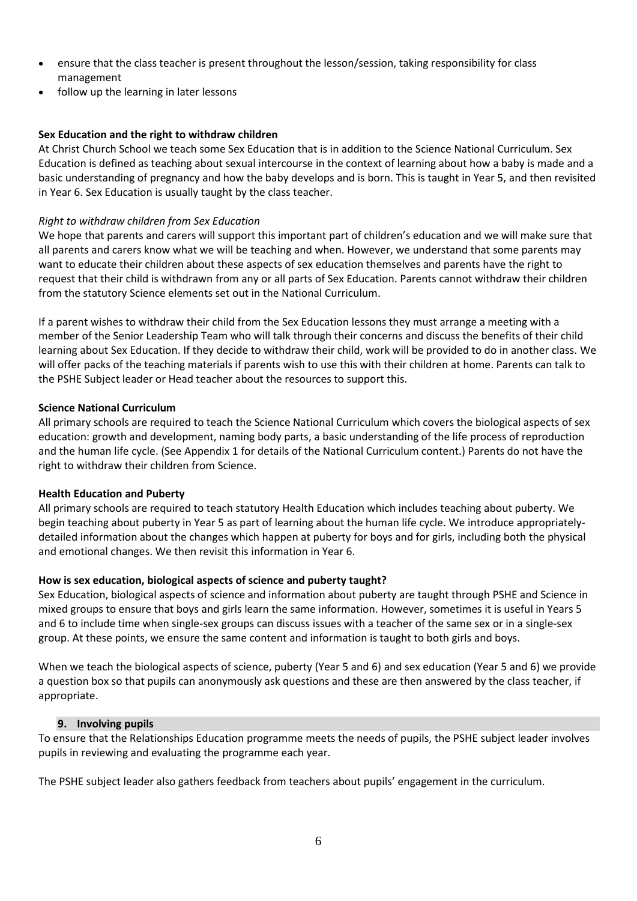- ensure that the class teacher is present throughout the lesson/session, taking responsibility for class management
- follow up the learning in later lessons

**Sex Education and the right to withdraw children**

At Christ Church School we teach some Sex Education that is in addition to the Science National Curriculum. Sex Education is defined as teaching about sexual intercourse in the context of learning about how a baby is made and a basic understanding of pregnancy and how the baby develops and is born. This is taught in Year 5, and then revisited in Year 6. Sex Education is usually taught by the class teacher.

*Right to withdraw children from Sex Education*

We hope that parents and carers will support this important part of children's education and we will make sure that all parents and carers know what we will be teaching and when. However, we understand that some parents may want to educate their children about these aspects of sex education themselves and parents have the right to request that their child is withdrawn from any or all parts of Sex Education. Parents cannot withdraw their children from the statutory Science elements set out in the National Curriculum.

If a parent wishes to withdraw their child from the Sex Education lessons they must arrange a meeting with a member of the Senior Leadership Team who will talk through their concerns and discuss the benefits of their child learning about Sex Education. If they decide to withdraw their child, work will be provided to do in another class. We will offer packs of the teaching materials if parents wish to use this with their children at home. Parents can talk to the PSHE Subject leader or Head teacher about the resources to support this.

**Science National Curriculum**

All primary schools are required to teach the Science National Curriculum which covers the biological aspects of sex education: growth and development, naming body parts, a basic understanding of the life process of reproduction and the human life cycle. (See Appendix 1 for details of the National Curriculum content.) Parents do not have the right to withdraw their children from Science.

**Health Education and Puberty**

All primary schools are required to teach statutory Health Education which includes teaching about puberty. We begin teaching about puberty in Year 5 as part of learning about the human life cycle. We introduce appropriately-detailed information about the changes which happen at puberty for boys and for girls, including both the physical and emotional changes. We then revisit this information in Year 6.

**How is sex education, biological aspects of science and puberty taught?**

Sex Education, biological aspects of science and information about puberty are taught through PSHE and Science in mixed groups to ensure that boys and girls learn the same information. However, sometimes it is useful in Years 5 and 6 to include time when single-sex groups can discuss issues with a teacher of the same sex or in a single-sex group. At these points, we ensure the same content and information is taught to both girls and boys.

When we teach the biological aspects of science, puberty (Year 5 and 6) and sex education (Year 5 and 6) we provide a question box so that pupils can anonymously ask questions and these are then answered by the class teacher, if appropriate.

## 9. Involving pupils

To ensure that the Relationships Education programme meets the needs of pupils, the PSHE subject leader involves pupils in reviewing and evaluating the programme each year.

The PSHE subject leader also gathers feedback from teachers about pupils' engagement in the curriculum.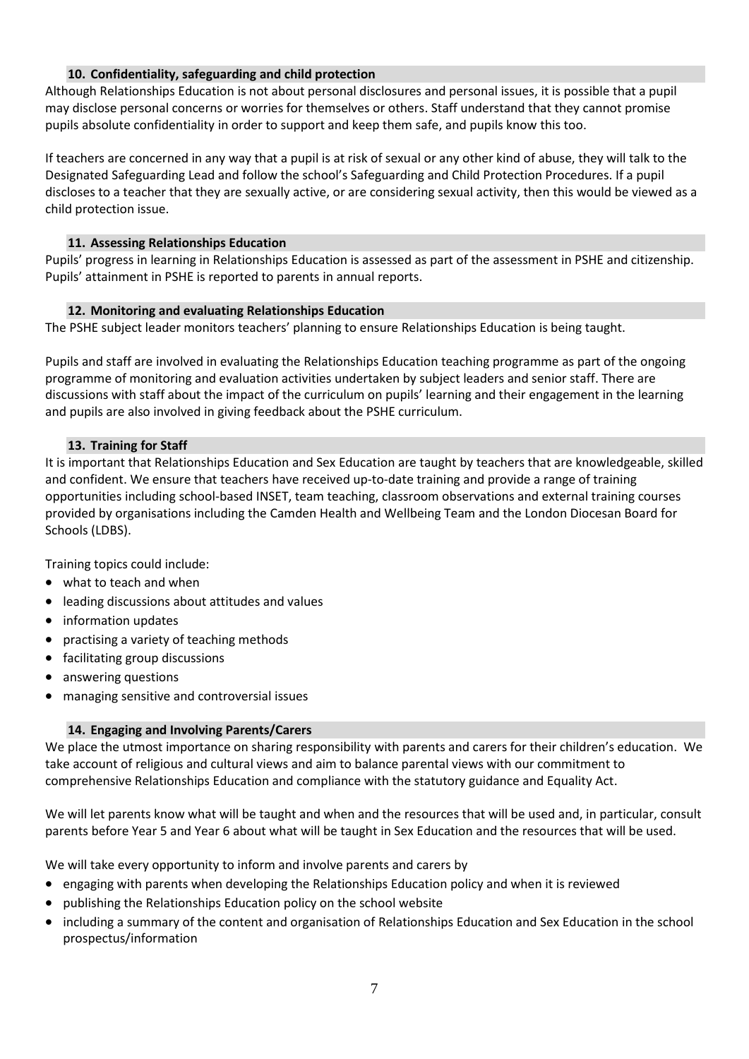### 10. Confidentiality, safeguarding and child protection

Although Relationships Education is not about personal disclosures and personal issues, it is possible that a pupil may disclose personal concerns or worries for themselves or others. Staff understand that they cannot promise pupils absolute confidentiality in order to support and keep them safe, and pupils know this too.

If teachers are concerned in any way that a pupil is at risk of sexual or any other kind of abuse, they will talk to the Designated Safeguarding Lead and follow the school's Safeguarding and Child Protection Procedures. If a pupil discloses to a teacher that they are sexually active, or are considering sexual activity, then this would be viewed as a child protection issue.

### 11. Assessing Relationships Education

Pupils' progress in learning in Relationships Education is assessed as part of the assessment in PSHE and citizenship. Pupils' attainment in PSHE is reported to parents in annual reports.

### 12. Monitoring and evaluating Relationships Education

The PSHE subject leader monitors teachers' planning to ensure Relationships Education is being taught.

Pupils and staff are involved in evaluating the Relationships Education teaching programme as part of the ongoing programme of monitoring and evaluation activities undertaken by subject leaders and senior staff. There are discussions with staff about the impact of the curriculum on pupils' learning and their engagement in the learning and pupils are also involved in giving feedback about the PSHE curriculum.

### 13. Training for Staff

It is important that Relationships Education and Sex Education are taught by teachers that are knowledgeable, skilled and confident. We ensure that teachers have received up-to-date training and provide a range of training opportunities including school-based INSET, team teaching, classroom observations and external training courses provided by organisations including the Camden Health and Wellbeing Team and the London Diocesan Board for Schools (LDBS).

Training topics could include:

- what to teach and when
- leading discussions about attitudes and values
- information updates
- practising a variety of teaching methods
- facilitating group discussions
- answering questions
- managing sensitive and controversial issues

### 14. Engaging and Involving Parents/Carers

We place the utmost importance on sharing responsibility with parents and carers for their children's education. We take account of religious and cultural views and aim to balance parental views with our commitment to comprehensive Relationships Education and compliance with the statutory guidance and Equality Act.

We will let parents know what will be taught and when and the resources that will be used and, in particular, consult parents before Year 5 and Year 6 about what will be taught in Sex Education and the resources that will be used.

We will take every opportunity to inform and involve parents and carers by

- engaging with parents when developing the Relationships Education policy and when it is reviewed
- publishing the Relationships Education policy on the school website
- including a summary of the content and organisation of Relationships Education and Sex Education in the school prospectus/information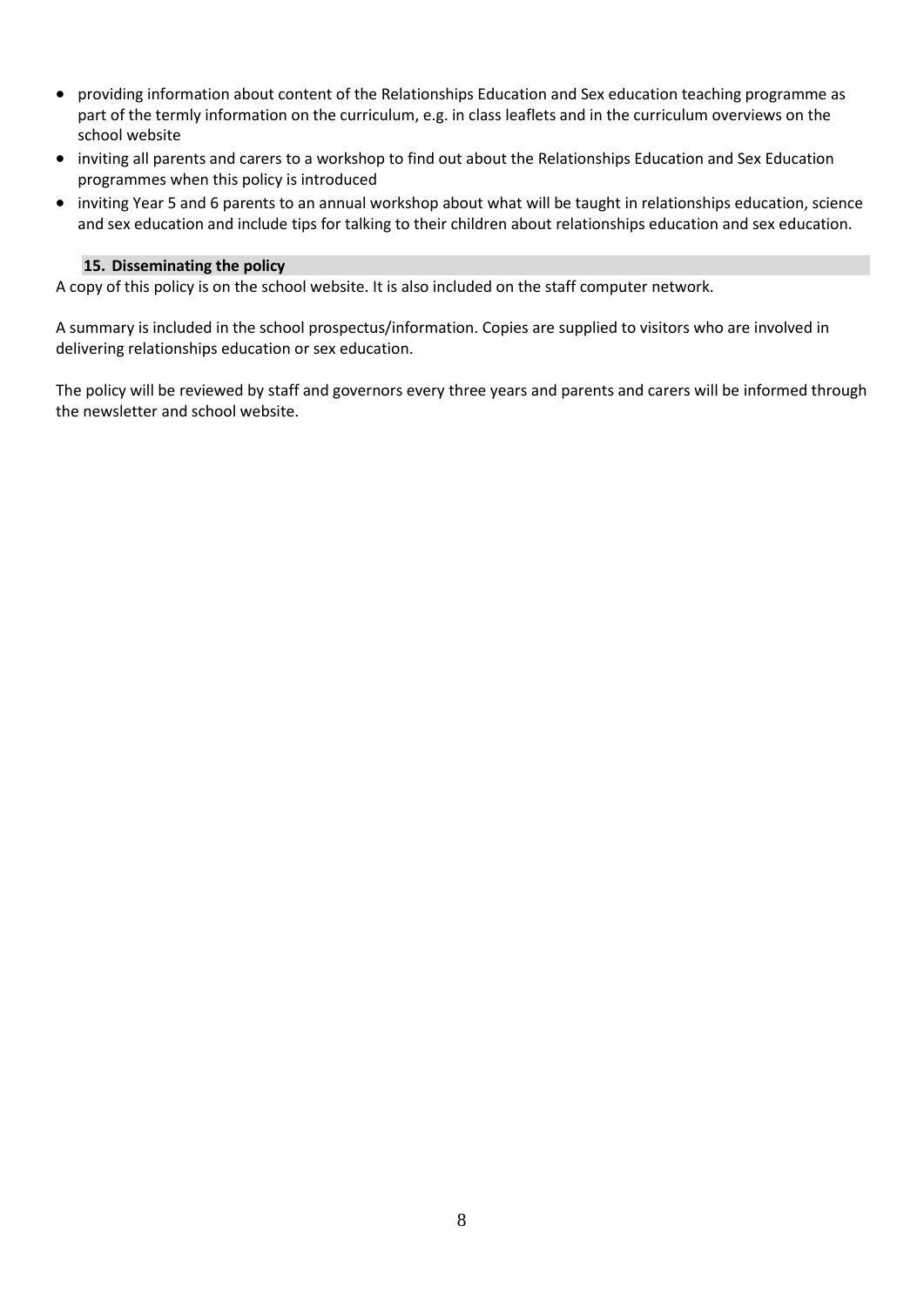- providing information about content of the Relationships Education and Sex education teaching programme as part of the termly information on the curriculum, e.g. in class leaflets and in the curriculum overviews on the school website
- inviting all parents and carers to a workshop to find out about the Relationships Education and Sex Education programmes when this policy is introduced
- inviting Year 5 and 6 parents to an annual workshop about what will be taught in relationships education, science and sex education and include tips for talking to their children about relationships education and sex education.

## 15. Disseminating the policy

A copy of this policy is on the school website. It is also included on the staff computer network.

A summary is included in the school prospectus/information. Copies are supplied to visitors who are involved in delivering relationships education or sex education.

The policy will be reviewed by staff and governors every three years and parents and carers will be informed through the newsletter and school website.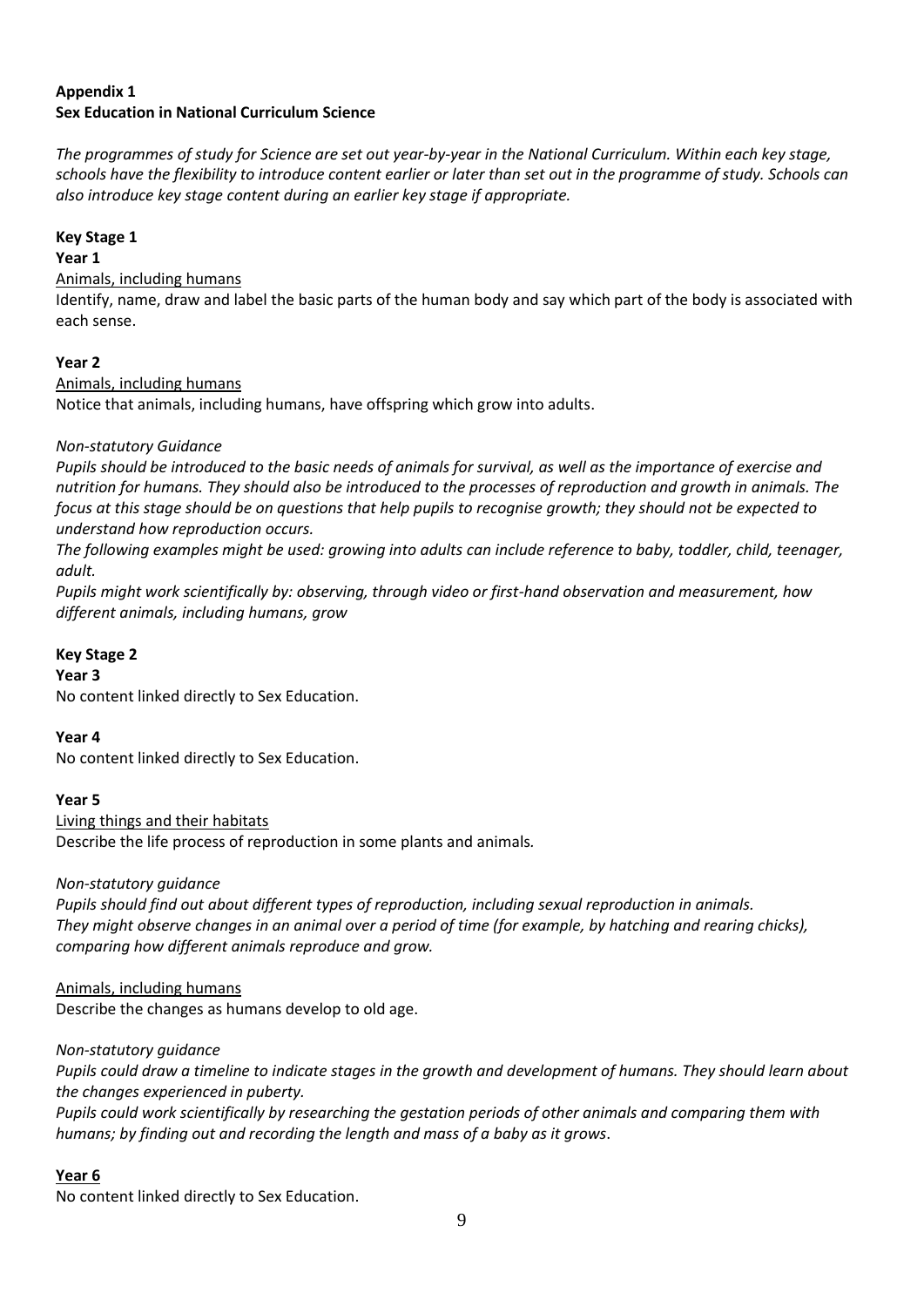**Appendix 1**
**Sex Education in National Curriculum Science**

*The programmes of study for Science are set out year-by-year in the National Curriculum. Within each key stage, schools have the flexibility to introduce content earlier or later than set out in the programme of study. Schools can also introduce key stage content during an earlier key stage if appropriate.*

**Key Stage 1**

**Year 1**

<u>Animals, including humans</u>

Identify, name, draw and label the basic parts of the human body and say which part of the body is associated with each sense.

**Year 2**

<u>Animals, including humans</u>

Notice that animals, including humans, have offspring which grow into adults.

*Non-statutory Guidance*

*Pupils should be introduced to the basic needs of animals for survival, as well as the importance of exercise and nutrition for humans. They should also be introduced to the processes of reproduction and growth in animals. The focus at this stage should be on questions that help pupils to recognise growth; they should not be expected to understand how reproduction occurs.*

*The following examples might be used: growing into adults can include reference to baby, toddler, child, teenager, adult.*

*Pupils might work scientifically by: observing, through video or first-hand observation and measurement, how different animals, including humans, grow*

**Key Stage 2**

**Year 3**

No content linked directly to Sex Education.

**Year 4**

No content linked directly to Sex Education.

**Year 5**

<u>Living things and their habitats</u>

Describe the life process of reproduction in some plants and animals.

*Non-statutory guidance*

*Pupils should find out about different types of reproduction, including sexual reproduction in animals. They might observe changes in an animal over a period of time (for example, by hatching and rearing chicks), comparing how different animals reproduce and grow.*

<u>Animals, including humans</u>

Describe the changes as humans develop to old age.

*Non-statutory guidance*

*Pupils could draw a timeline to indicate stages in the growth and development of humans. They should learn about the changes experienced in puberty.*

*Pupils could work scientifically by researching the gestation periods of other animals and comparing them with humans; by finding out and recording the length and mass of a baby as it grows.*

**<u>Year 6</u>**

No content linked directly to Sex Education.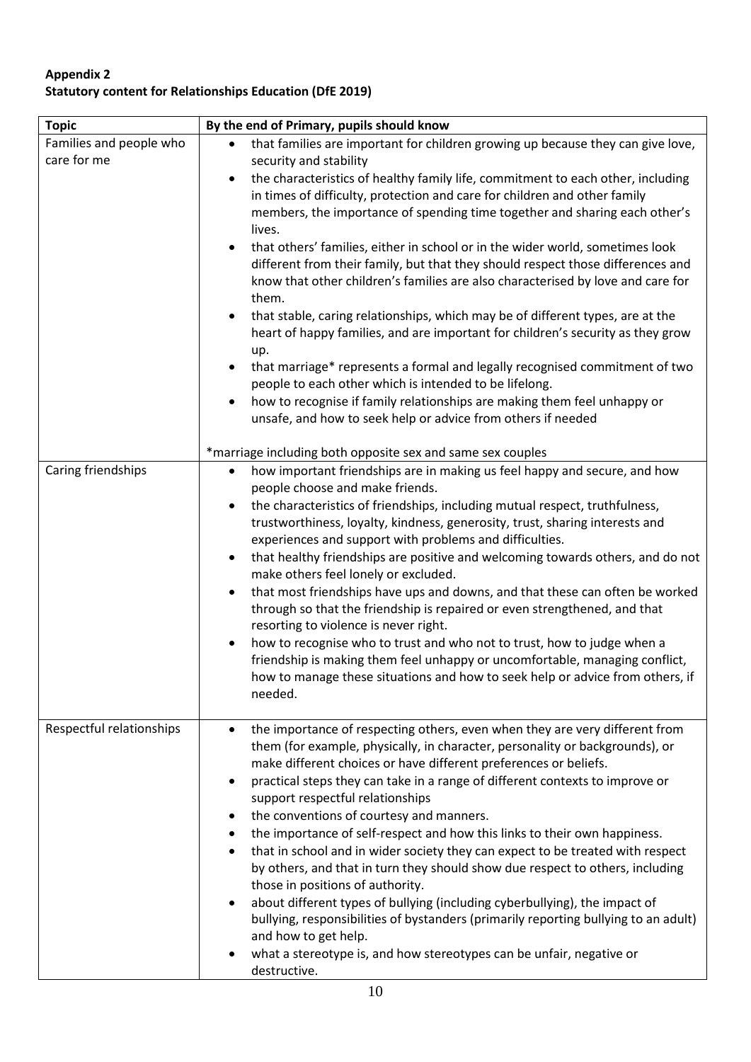**Appendix 2**
**Statutory content for Relationships Education (DfE 2019)**

| Topic | By the end of Primary, pupils should know |
| --- | --- |
| Families and people who care for me | • that families are important for children growing up because they can give love, security and stability<br>• the characteristics of healthy family life, commitment to each other, including in times of difficulty, protection and care for children and other family members, the importance of spending time together and sharing each other's lives.<br>• that others' families, either in school or in the wider world, sometimes look different from their family, but that they should respect those differences and know that other children's families are also characterised by love and care for them.<br>• that stable, caring relationships, which may be of different types, are at the heart of happy families, and are important for children's security as they grow up.<br>• that marriage* represents a formal and legally recognised commitment of two people to each other which is intended to be lifelong.<br>• how to recognise if family relationships are making them feel unhappy or unsafe, and how to seek help or advice from others if needed<br><br>*marriage including both opposite sex and same sex couples |
| Caring friendships | • how important friendships are in making us feel happy and secure, and how people choose and make friends.<br>• the characteristics of friendships, including mutual respect, truthfulness, trustworthiness, loyalty, kindness, generosity, trust, sharing interests and experiences and support with problems and difficulties.<br>• that healthy friendships are positive and welcoming towards others, and do not make others feel lonely or excluded.<br>• that most friendships have ups and downs, and that these can often be worked through so that the friendship is repaired or even strengthened, and that resorting to violence is never right.<br>• how to recognise who to trust and who not to trust, how to judge when a friendship is making them feel unhappy or uncomfortable, managing conflict, how to manage these situations and how to seek help or advice from others, if needed. |
| Respectful relationships | • the importance of respecting others, even when they are very different from them (for example, physically, in character, personality or backgrounds), or make different choices or have different preferences or beliefs.<br>• practical steps they can take in a range of different contexts to improve or support respectful relationships<br>• the conventions of courtesy and manners.<br>• the importance of self-respect and how this links to their own happiness.<br>• that in school and in wider society they can expect to be treated with respect by others, and that in turn they should show due respect to others, including those in positions of authority.<br>• about different types of bullying (including cyberbullying), the impact of bullying, responsibilities of bystanders (primarily reporting bullying to an adult) and how to get help.<br>• what a stereotype is, and how stereotypes can be unfair, negative or destructive. |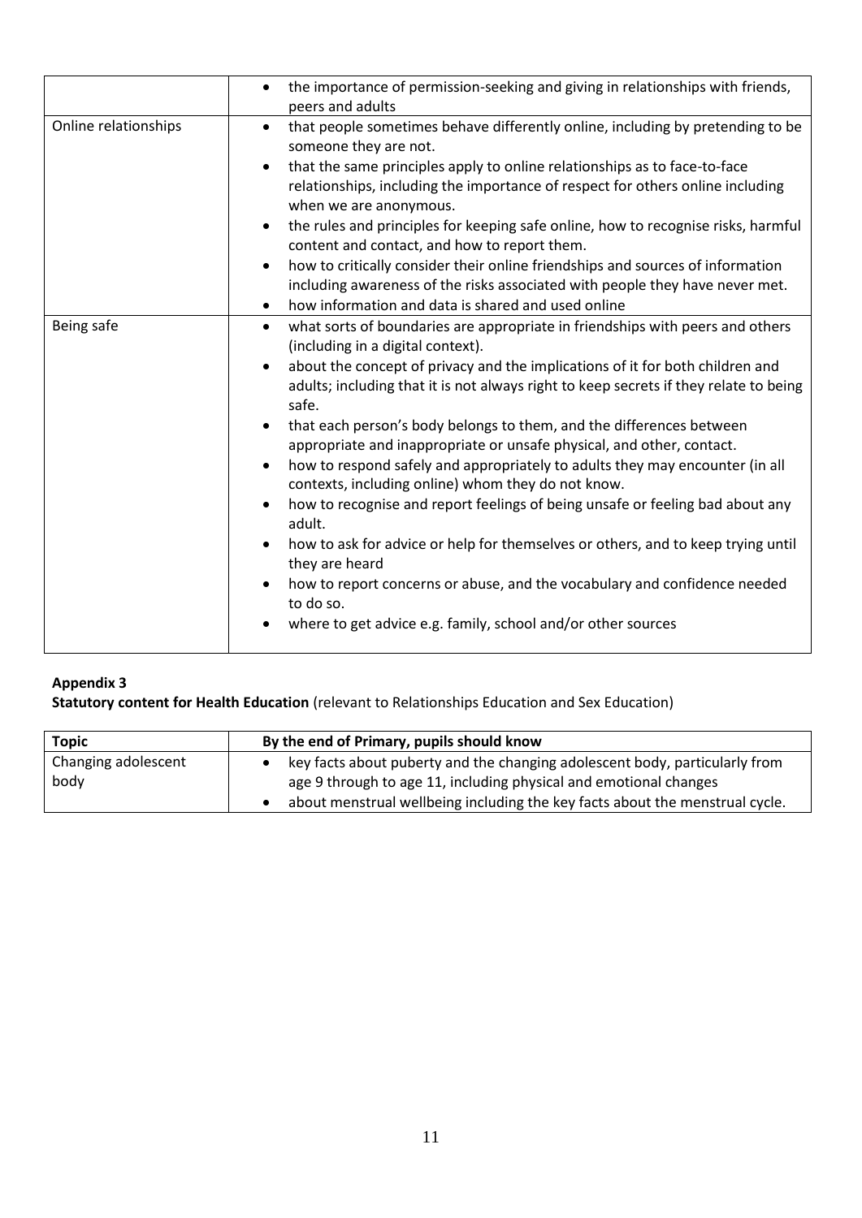| | |
|---|---|
| | • the importance of permission-seeking and giving in relationships with friends, peers and adults |
| Online relationships | • that people sometimes behave differently online, including by pretending to be someone they are not.<br>• that the same principles apply to online relationships as to face-to-face relationships, including the importance of respect for others online including when we are anonymous.<br>• the rules and principles for keeping safe online, how to recognise risks, harmful content and contact, and how to report them.<br>• how to critically consider their online friendships and sources of information including awareness of the risks associated with people they have never met.<br>• how information and data is shared and used online |
| Being safe | • what sorts of boundaries are appropriate in friendships with peers and others (including in a digital context).<br>• about the concept of privacy and the implications of it for both children and adults; including that it is not always right to keep secrets if they relate to being safe.<br>• that each person's body belongs to them, and the differences between appropriate and inappropriate or unsafe physical, and other, contact.<br>• how to respond safely and appropriately to adults they may encounter (in all contexts, including online) whom they do not know.<br>• how to recognise and report feelings of being unsafe or feeling bad about any adult.<br>• how to ask for advice or help for themselves or others, and to keep trying until they are heard<br>• how to report concerns or abuse, and the vocabulary and confidence needed to do so.<br>• where to get advice e.g. family, school and/or other sources |

**Appendix 3**

**Statutory content for Health Education** (relevant to Relationships Education and Sex Education)

| Topic | By the end of Primary, pupils should know |
|---|---|
| Changing adolescent body | • key facts about puberty and the changing adolescent body, particularly from age 9 through to age 11, including physical and emotional changes<br>• about menstrual wellbeing including the key facts about the menstrual cycle. |